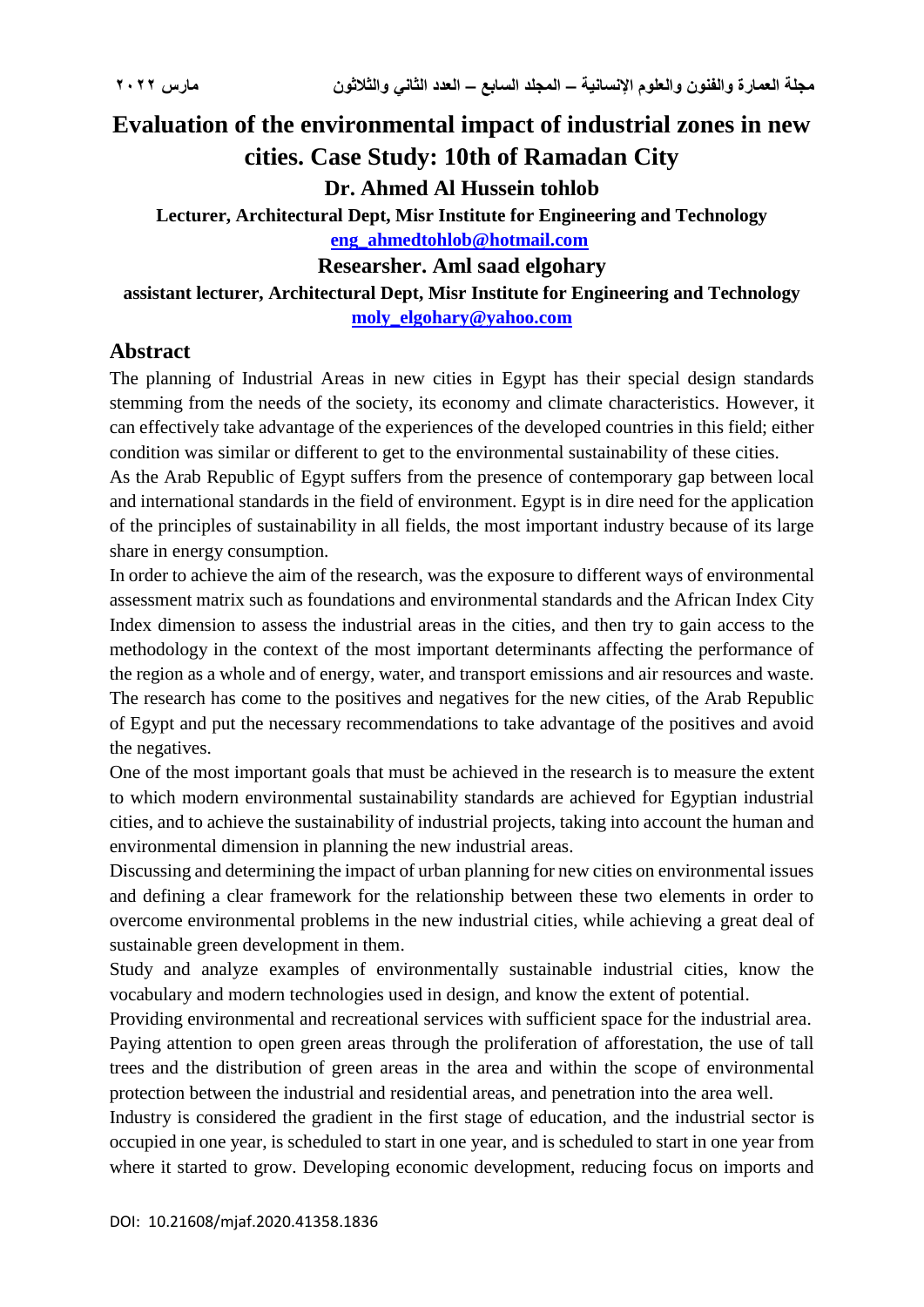# Evaluation of the environmental impact of industrial zones in new cities. Case Study: 10th of Ramadan City

**Dr. Ahmed Al Hussein tohlob**

**Lecturer, Architectural Dept, Misr Institute for Engineering and Technology**

**eng_ahmedtohlob@hotmail.com**

**Researsher. Aml saad elgohary**

**assistant lecturer, Architectural Dept, Misr Institute for Engineering and Technology**

**moly_elgohary@yahoo.com**

## Abstract

The planning of Industrial Areas in new cities in Egypt has their special design standards stemming from the needs of the society, its economy and climate characteristics. However, it can effectively take advantage of the experiences of the developed countries in this field; either condition was similar or different to get to the environmental sustainability of these cities.

As the Arab Republic of Egypt suffers from the presence of contemporary gap between local and international standards in the field of environment. Egypt is in dire need for the application of the principles of sustainability in all fields, the most important industry because of its large share in energy consumption.

In order to achieve the aim of the research, was the exposure to different ways of environmental assessment matrix such as foundations and environmental standards and the African Index City Index dimension to assess the industrial areas in the cities, and then try to gain access to the methodology in the context of the most important determinants affecting the performance of the region as a whole and of energy, water, and transport emissions and air resources and waste.

The research has come to the positives and negatives for the new cities, of the Arab Republic of Egypt and put the necessary recommendations to take advantage of the positives and avoid the negatives.

One of the most important goals that must be achieved in the research is to measure the extent to which modern environmental sustainability standards are achieved for Egyptian industrial cities, and to achieve the sustainability of industrial projects, taking into account the human and environmental dimension in planning the new industrial areas.

Discussing and determining the impact of urban planning for new cities on environmental issues and defining a clear framework for the relationship between these two elements in order to overcome environmental problems in the new industrial cities, while achieving a great deal of sustainable green development in them.

Study and analyze examples of environmentally sustainable industrial cities, know the vocabulary and modern technologies used in design, and know the extent of potential.

Providing environmental and recreational services with sufficient space for the industrial area.

Paying attention to open green areas through the proliferation of afforestation, the use of tall trees and the distribution of green areas in the area and within the scope of environmental protection between the industrial and residential areas, and penetration into the area well.

Industry is considered the gradient in the first stage of education, and the industrial sector is occupied in one year, is scheduled to start in one year, and is scheduled to start in one year from where it started to grow. Developing economic development, reducing focus on imports and

DOI: 10.21608/mjaf.2020.41358.1836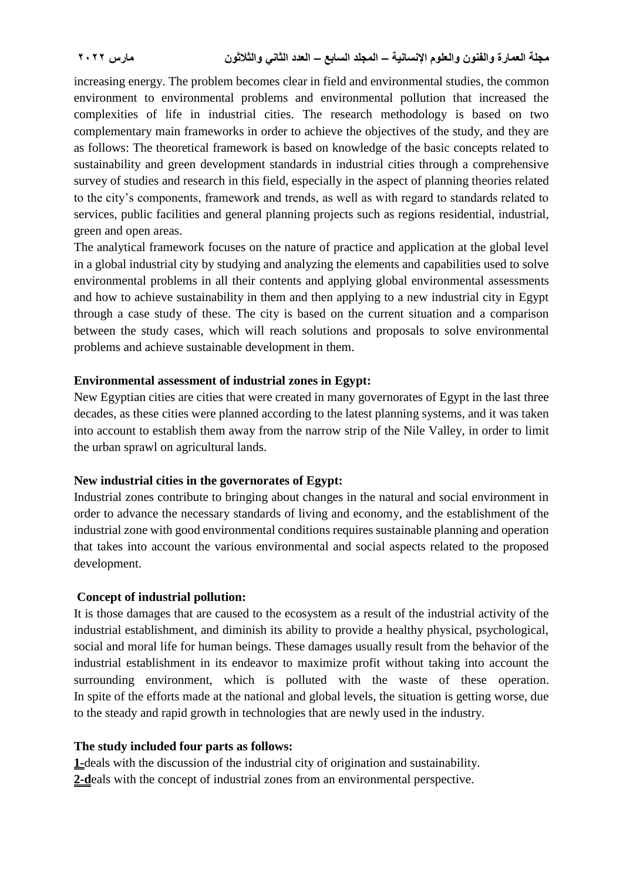increasing energy. The problem becomes clear in field and environmental studies, the common environment to environmental problems and environmental pollution that increased the complexities of life in industrial cities. The research methodology is based on two complementary main frameworks in order to achieve the objectives of the study, and they are as follows: The theoretical framework is based on knowledge of the basic concepts related to sustainability and green development standards in industrial cities through a comprehensive survey of studies and research in this field, especially in the aspect of planning theories related to the city's components, framework and trends, as well as with regard to standards related to services, public facilities and general planning projects such as regions residential, industrial, green and open areas.

The analytical framework focuses on the nature of practice and application at the global level in a global industrial city by studying and analyzing the elements and capabilities used to solve environmental problems in all their contents and applying global environmental assessments and how to achieve sustainability in them and then applying to a new industrial city in Egypt through a case study of these. The city is based on the current situation and a comparison between the study cases, which will reach solutions and proposals to solve environmental problems and achieve sustainable development in them.

**Environmental assessment of industrial zones in Egypt:**

New Egyptian cities are cities that were created in many governorates of Egypt in the last three decades, as these cities were planned according to the latest planning systems, and it was taken into account to establish them away from the narrow strip of the Nile Valley, in order to limit the urban sprawl on agricultural lands.

**New industrial cities in the governorates of Egypt:**

Industrial zones contribute to bringing about changes in the natural and social environment in order to advance the necessary standards of living and economy, and the establishment of the industrial zone with good environmental conditions requires sustainable planning and operation that takes into account the various environmental and social aspects related to the proposed development.

**Concept of industrial pollution:**

It is those damages that are caused to the ecosystem as a result of the industrial activity of the industrial establishment, and diminish its ability to provide a healthy physical, psychological, social and moral life for human beings. These damages usually result from the behavior of the industrial establishment in its endeavor to maximize profit without taking into account the surrounding environment, which is polluted with the waste of these operation. In spite of the efforts made at the national and global levels, the situation is getting worse, due to the steady and rapid growth in technologies that are newly used in the industry.

**The study included four parts as follows:**

**1-**deals with the discussion of the industrial city of origination and sustainability.

**2-d**eals with the concept of industrial zones from an environmental perspective.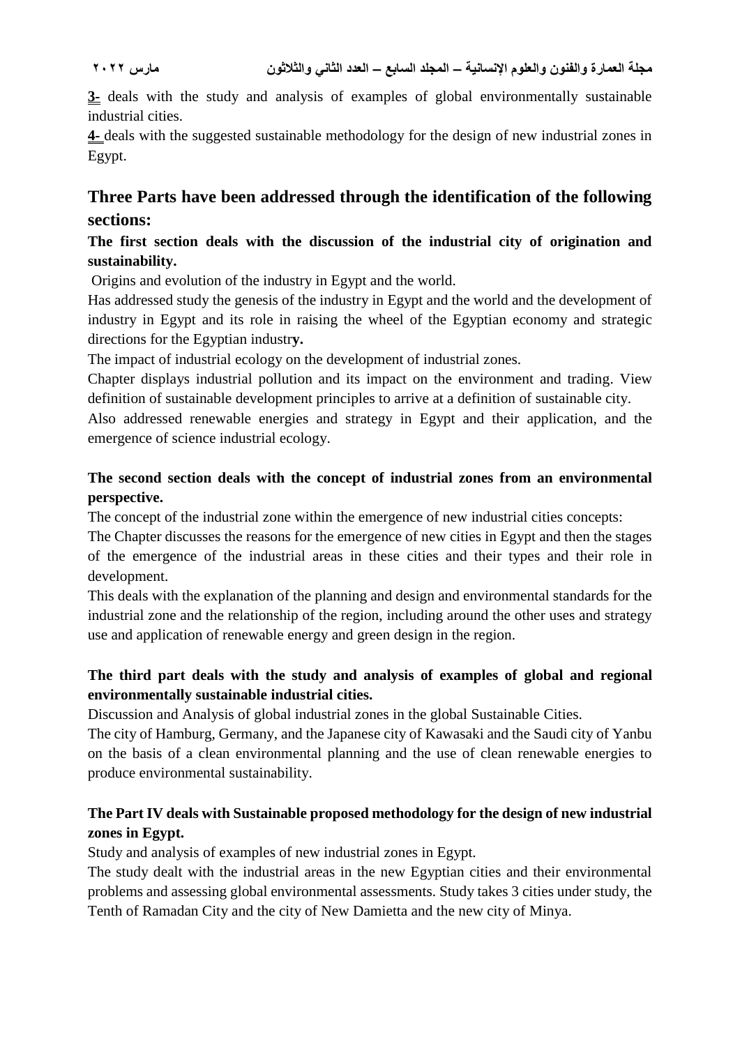**3-** deals with the study and analysis of examples of global environmentally sustainable industrial cities.

**4-** deals with the suggested sustainable methodology for the design of new industrial zones in Egypt.

## Three Parts have been addressed through the identification of the following sections:

**The first section deals with the discussion of the industrial city of origination and sustainability.**

Origins and evolution of the industry in Egypt and the world.

Has addressed study the genesis of the industry in Egypt and the world and the development of industry in Egypt and its role in raising the wheel of the Egyptian economy and strategic directions for the Egyptian industr**y.**

The impact of industrial ecology on the development of industrial zones.

Chapter displays industrial pollution and its impact on the environment and trading. View definition of sustainable development principles to arrive at a definition of sustainable city.

Also addressed renewable energies and strategy in Egypt and their application, and the emergence of science industrial ecology.

**The second section deals with the concept of industrial zones from an environmental perspective.**

The concept of the industrial zone within the emergence of new industrial cities concepts:

The Chapter discusses the reasons for the emergence of new cities in Egypt and then the stages of the emergence of the industrial areas in these cities and their types and their role in development.

This deals with the explanation of the planning and design and environmental standards for the industrial zone and the relationship of the region, including around the other uses and strategy use and application of renewable energy and green design in the region.

**The third part deals with the study and analysis of examples of global and regional environmentally sustainable industrial cities.**

Discussion and Analysis of global industrial zones in the global Sustainable Cities.

The city of Hamburg, Germany, and the Japanese city of Kawasaki and the Saudi city of Yanbu on the basis of a clean environmental planning and the use of clean renewable energies to produce environmental sustainability.

**The Part IV deals with Sustainable proposed methodology for the design of new industrial zones in Egypt.**

Study and analysis of examples of new industrial zones in Egypt.

The study dealt with the industrial areas in the new Egyptian cities and their environmental problems and assessing global environmental assessments. Study takes 3 cities under study, the Tenth of Ramadan City and the city of New Damietta and the new city of Minya.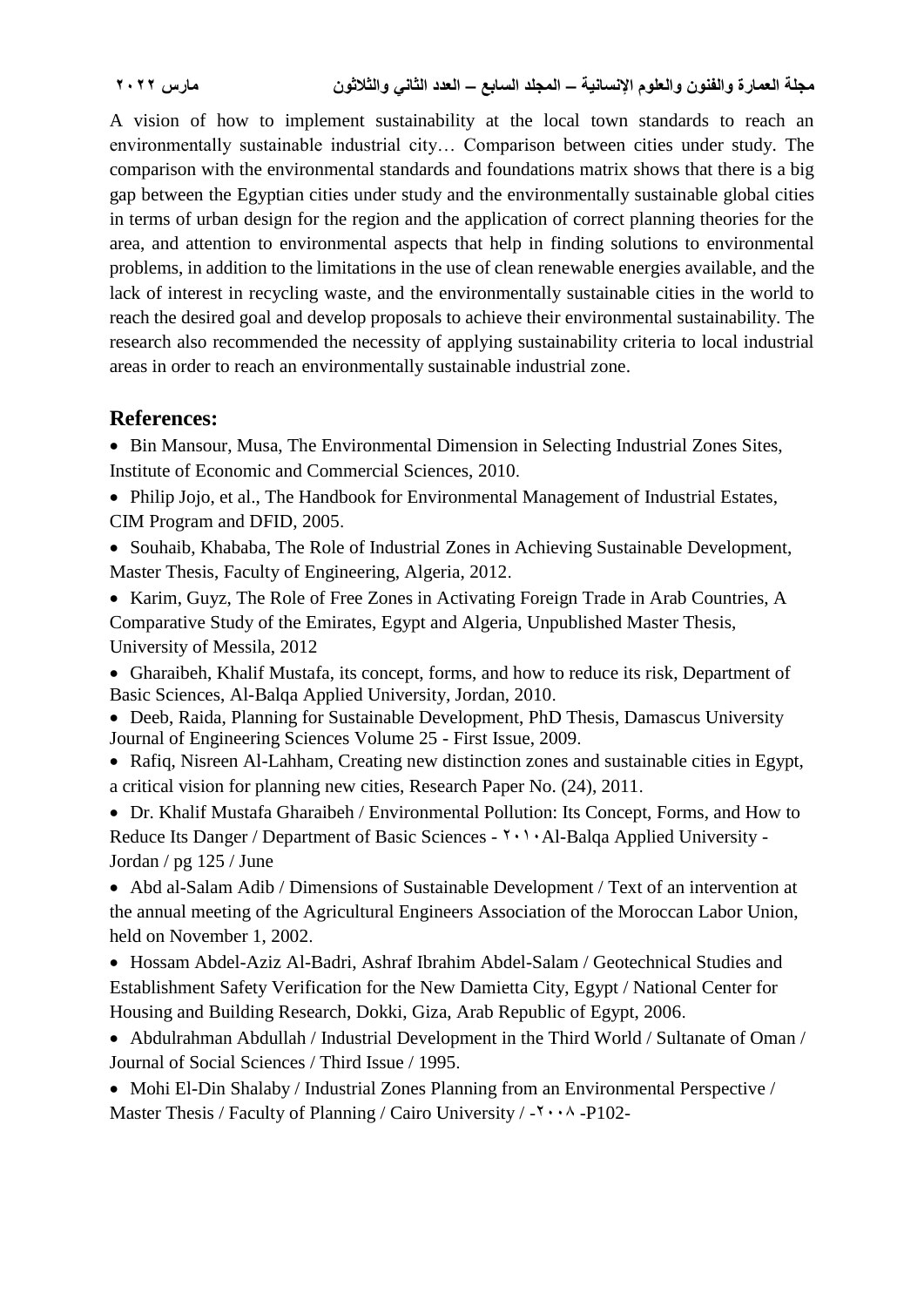A vision of how to implement sustainability at the local town standards to reach an environmentally sustainable industrial city… Comparison between cities under study. The comparison with the environmental standards and foundations matrix shows that there is a big gap between the Egyptian cities under study and the environmentally sustainable global cities in terms of urban design for the region and the application of correct planning theories for the area, and attention to environmental aspects that help in finding solutions to environmental problems, in addition to the limitations in the use of clean renewable energies available, and the lack of interest in recycling waste, and the environmentally sustainable cities in the world to reach the desired goal and develop proposals to achieve their environmental sustainability. The research also recommended the necessity of applying sustainability criteria to local industrial areas in order to reach an environmentally sustainable industrial zone.

## References:

- Bin Mansour, Musa, The Environmental Dimension in Selecting Industrial Zones Sites, Institute of Economic and Commercial Sciences, 2010.
- Philip Jojo, et al., The Handbook for Environmental Management of Industrial Estates, CIM Program and DFID, 2005.
- Souhaib, Khababa, The Role of Industrial Zones in Achieving Sustainable Development, Master Thesis, Faculty of Engineering, Algeria, 2012.
- Karim, Guyz, The Role of Free Zones in Activating Foreign Trade in Arab Countries, A Comparative Study of the Emirates, Egypt and Algeria, Unpublished Master Thesis, University of Messila, 2012
- Gharaibeh, Khalif Mustafa, its concept, forms, and how to reduce its risk, Department of Basic Sciences, Al-Balqa Applied University, Jordan, 2010.
- Deeb, Raida, Planning for Sustainable Development, PhD Thesis, Damascus University Journal of Engineering Sciences Volume 25 - First Issue, 2009.
- Rafiq, Nisreen Al-Lahham, Creating new distinction zones and sustainable cities in Egypt, a critical vision for planning new cities, Research Paper No. (24), 2011.
- Dr. Khalif Mustafa Gharaibeh / Environmental Pollution: Its Concept, Forms, and How to Reduce Its Danger / Department of Basic Sciences - ٢٠١٠ Al-Balqa Applied University - Jordan / pg 125 / June
- Abd al-Salam Adib / Dimensions of Sustainable Development / Text of an intervention at the annual meeting of the Agricultural Engineers Association of the Moroccan Labor Union, held on November 1, 2002.
- Hossam Abdel-Aziz Al-Badri, Ashraf Ibrahim Abdel-Salam / Geotechnical Studies and Establishment Safety Verification for the New Damietta City, Egypt / National Center for Housing and Building Research, Dokki, Giza, Arab Republic of Egypt, 2006.
- Abdulrahman Abdullah / Industrial Development in the Third World / Sultanate of Oman / Journal of Social Sciences / Third Issue / 1995.
- Mohi El-Din Shalaby / Industrial Zones Planning from an Environmental Perspective / Master Thesis / Faculty of Planning / Cairo University / -٢٠٠٨ -P102-